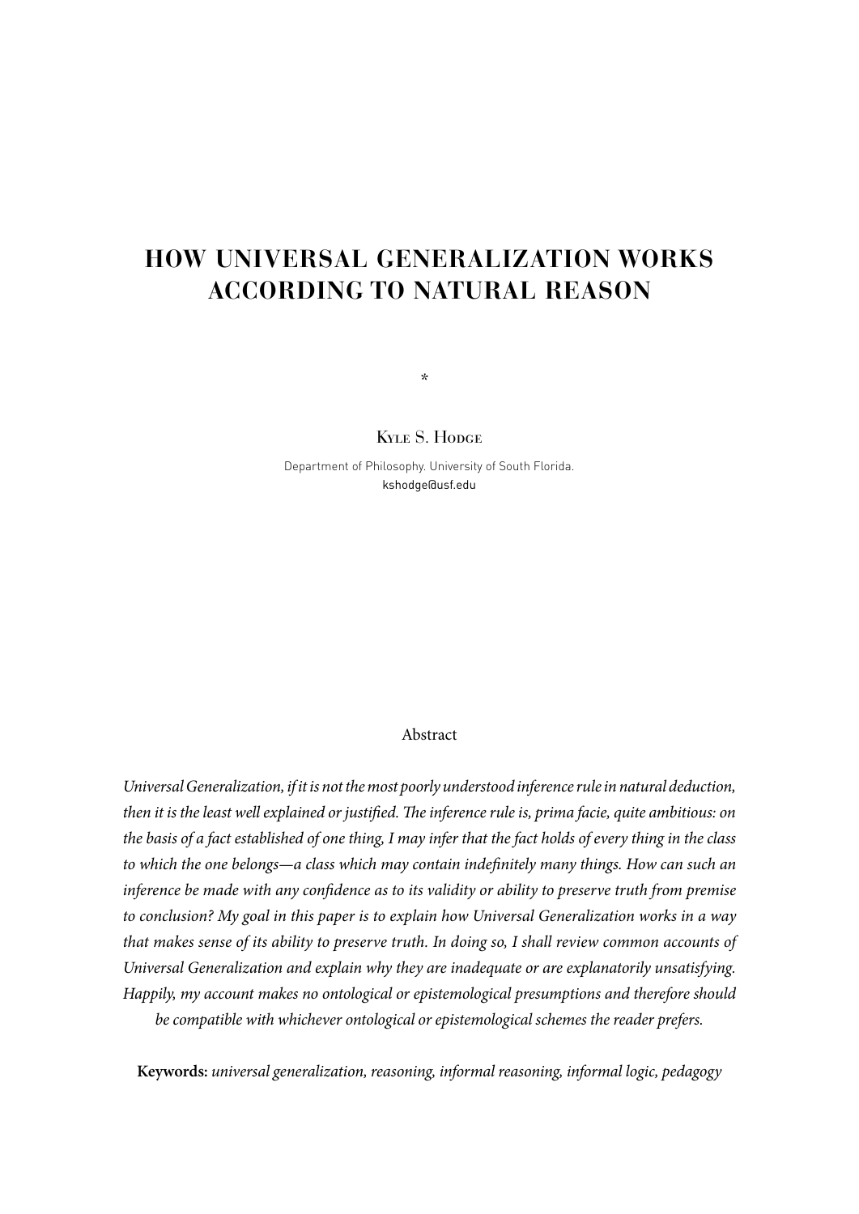# HOW UNIVERSAL GENERALIZATION WORKS ACCORDING TO NATURAL REASON

*

Kyle S. Hodge

Department of Philosophy. University of South Florida.
kshodge@usf.edu

## Abstract

*Universal Generalization, if it is not the most poorly understood inference rule in natural deduction, then it is the least well explained or justified. The inference rule is, prima facie, quite ambitious: on the basis of a fact established of one thing, I may infer that the fact holds of every thing in the class to which the one belongs—a class which may contain indefinitely many things. How can such an inference be made with any confidence as to its validity or ability to preserve truth from premise to conclusion? My goal in this paper is to explain how Universal Generalization works in a way that makes sense of its ability to preserve truth. In doing so, I shall review common accounts of Universal Generalization and explain why they are inadequate or are explanatorily unsatisfying. Happily, my account makes no ontological or epistemological presumptions and therefore should be compatible with whichever ontological or epistemological schemes the reader prefers.*

**Keywords:** *universal generalization, reasoning, informal reasoning, informal logic, pedagogy*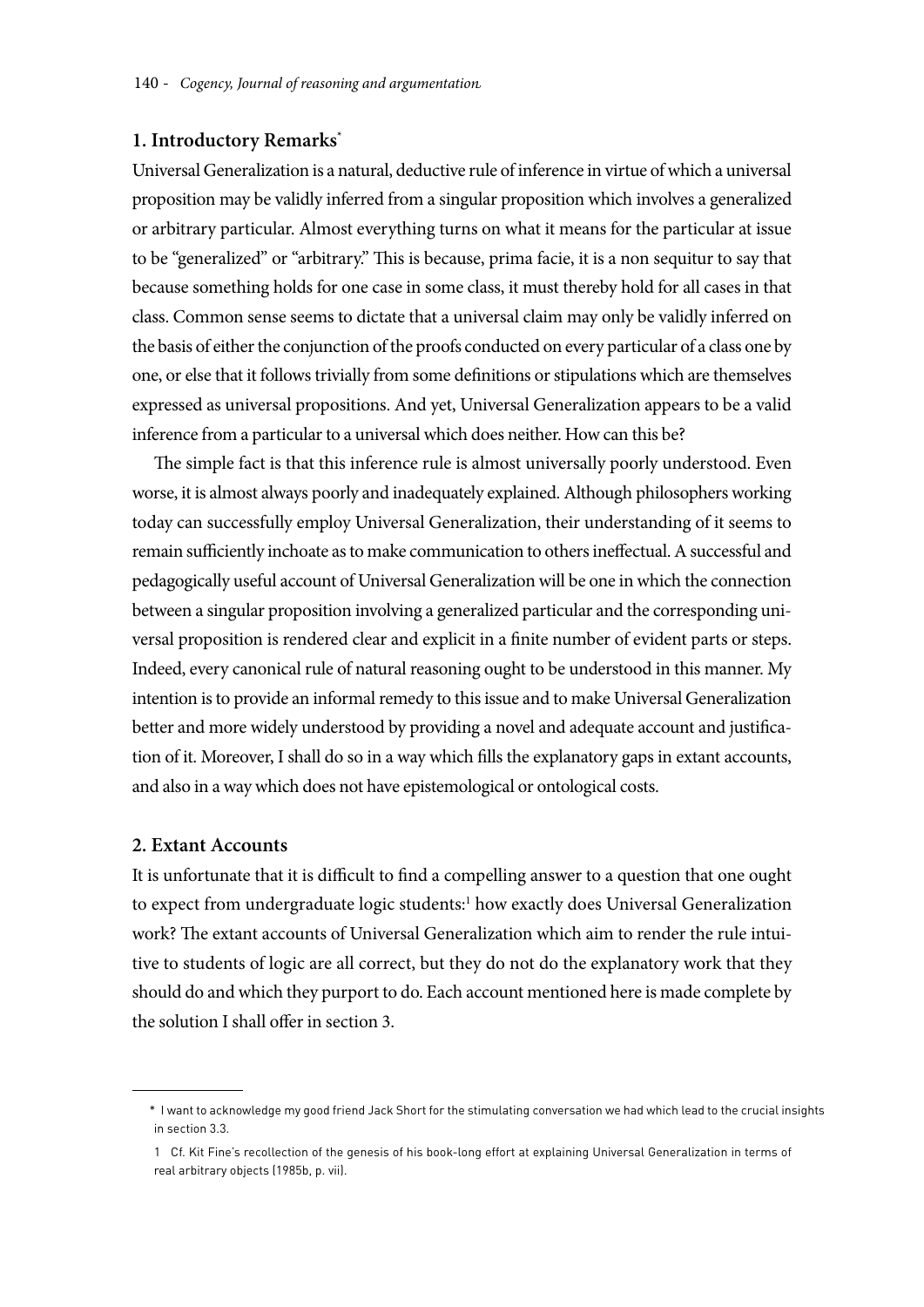## 1. Introductory Remarks[*]

Universal Generalization is a natural, deductive rule of inference in virtue of which a universal proposition may be validly inferred from a singular proposition which involves a generalized or arbitrary particular. Almost everything turns on what it means for the particular at issue to be "generalized" or "arbitrary." This is because, prima facie, it is a non sequitur to say that because something holds for one case in some class, it must thereby hold for all cases in that class. Common sense seems to dictate that a universal claim may only be validly inferred on the basis of either the conjunction of the proofs conducted on every particular of a class one by one, or else that it follows trivially from some definitions or stipulations which are themselves expressed as universal propositions. And yet, Universal Generalization appears to be a valid inference from a particular to a universal which does neither. How can this be?

The simple fact is that this inference rule is almost universally poorly understood. Even worse, it is almost always poorly and inadequately explained. Although philosophers working today can successfully employ Universal Generalization, their understanding of it seems to remain sufficiently inchoate as to make communication to others ineffectual. A successful and pedagogically useful account of Universal Generalization will be one in which the connection between a singular proposition involving a generalized particular and the corresponding universal proposition is rendered clear and explicit in a finite number of evident parts or steps. Indeed, every canonical rule of natural reasoning ought to be understood in this manner. My intention is to provide an informal remedy to this issue and to make Universal Generalization better and more widely understood by providing a novel and adequate account and justification of it. Moreover, I shall do so in a way which fills the explanatory gaps in extant accounts, and also in a way which does not have epistemological or ontological costs.

## 2. Extant Accounts

It is unfortunate that it is difficult to find a compelling answer to a question that one ought to expect from undergraduate logic students:[1] how exactly does Universal Generalization work? The extant accounts of Universal Generalization which aim to render the rule intuitive to students of logic are all correct, but they do not do the explanatory work that they should do and which they purport to do. Each account mentioned here is made complete by the solution I shall offer in section 3.

---

[*] I want to acknowledge my good friend Jack Short for the stimulating conversation we had which lead to the crucial insights in section 3.3.

[1] Cf. Kit Fine's recollection of the genesis of his book-long effort at explaining Universal Generalization in terms of real arbitrary objects (1985b, p. vii).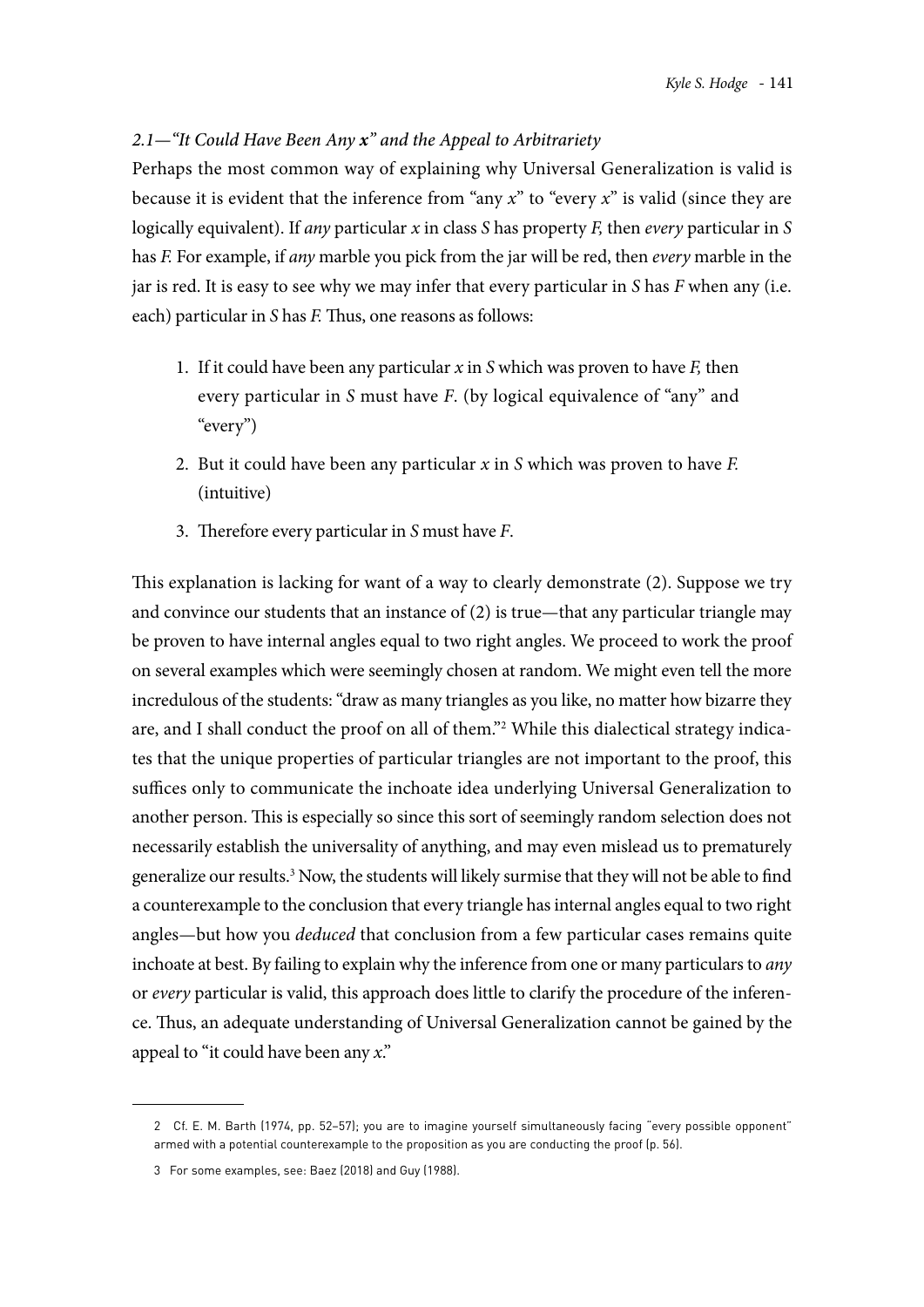### *2.1—"It Could Have Been Any **x**" and the Appeal to Arbitrariety*

Perhaps the most common way of explaining why Universal Generalization is valid is because it is evident that the inference from "any *x*" to "every *x*" is valid (since they are logically equivalent). If *any* particular *x* in class *S* has property *F,* then *every* particular in *S* has *F.* For example, if *any* marble you pick from the jar will be red, then *every* marble in the jar is red. It is easy to see why we may infer that every particular in *S* has *F* when any (i.e. each) particular in *S* has *F.* Thus, one reasons as follows:

1. If it could have been any particular *x* in *S* which was proven to have *F,* then every particular in *S* must have *F*. (by logical equivalence of "any" and "every")
2. But it could have been any particular *x* in *S* which was proven to have *F.* (intuitive)
3. Therefore every particular in *S* must have *F*.

This explanation is lacking for want of a way to clearly demonstrate (2). Suppose we try and convince our students that an instance of (2) is true—that any particular triangle may be proven to have internal angles equal to two right angles. We proceed to work the proof on several examples which were seemingly chosen at random. We might even tell the more incredulous of the students: "draw as many triangles as you like, no matter how bizarre they are, and I shall conduct the proof on all of them."[2] While this dialectical strategy indicates that the unique properties of particular triangles are not important to the proof, this suffices only to communicate the inchoate idea underlying Universal Generalization to another person. This is especially so since this sort of seemingly random selection does not necessarily establish the universality of anything, and may even mislead us to prematurely generalize our results.[3] Now, the students will likely surmise that they will not be able to find a counterexample to the conclusion that every triangle has internal angles equal to two right angles—but how you *deduced* that conclusion from a few particular cases remains quite inchoate at best. By failing to explain why the inference from one or many particulars to *any* or *every* particular is valid, this approach does little to clarify the procedure of the inference. Thus, an adequate understanding of Universal Generalization cannot be gained by the appeal to "it could have been any *x*."

---

2 Cf. E. M. Barth (1974, pp. 52–57); you are to imagine yourself simultaneously facing "every possible opponent" armed with a potential counterexample to the proposition as you are conducting the proof (p. 56).

3 For some examples, see: Baez (2018) and Guy (1988).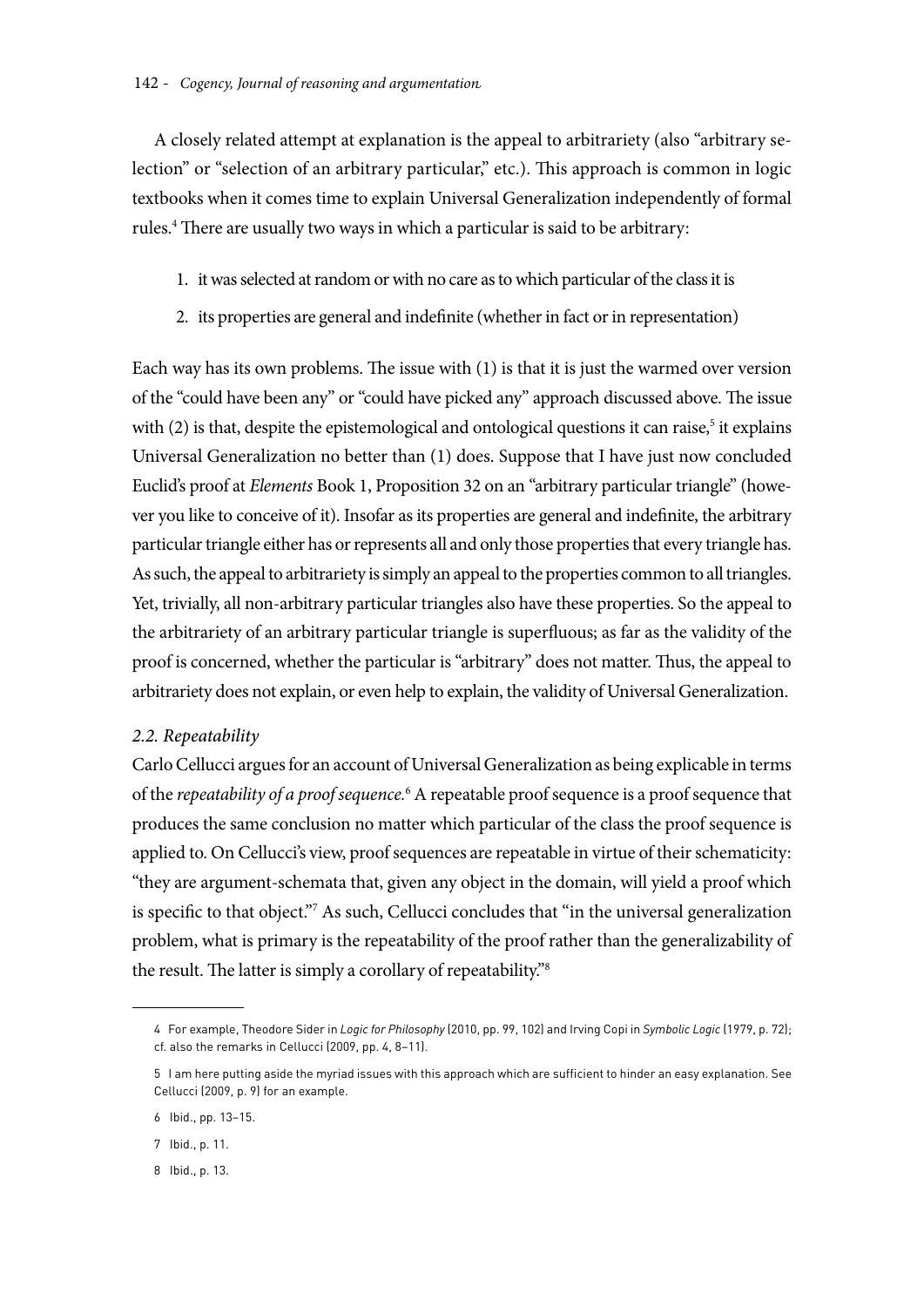A closely related attempt at explanation is the appeal to arbitrariety (also "arbitrary selection" or "selection of an arbitrary particular," etc.). This approach is common in logic textbooks when it comes time to explain Universal Generalization independently of formal rules.[4] There are usually two ways in which a particular is said to be arbitrary:

1. it was selected at random or with no care as to which particular of the class it is
2. its properties are general and indefinite (whether in fact or in representation)

Each way has its own problems. The issue with (1) is that it is just the warmed over version of the "could have been any" or "could have picked any" approach discussed above. The issue with (2) is that, despite the epistemological and ontological questions it can raise,[5] it explains Universal Generalization no better than (1) does. Suppose that I have just now concluded Euclid's proof at *Elements* Book 1, Proposition 32 on an "arbitrary particular triangle" (however you like to conceive of it). Insofar as its properties are general and indefinite, the arbitrary particular triangle either has or represents all and only those properties that every triangle has. As such, the appeal to arbitrariety is simply an appeal to the properties common to all triangles. Yet, trivially, all non-arbitrary particular triangles also have these properties. So the appeal to the arbitrariety of an arbitrary particular triangle is superfluous; as far as the validity of the proof is concerned, whether the particular is "arbitrary" does not matter. Thus, the appeal to arbitrariety does not explain, or even help to explain, the validity of Universal Generalization.

### *2.2. Repeatability*

Carlo Cellucci argues for an account of Universal Generalization as being explicable in terms of the *repeatability of a proof sequence.*[6] A repeatable proof sequence is a proof sequence that produces the same conclusion no matter which particular of the class the proof sequence is applied to. On Cellucci's view, proof sequences are repeatable in virtue of their schematicity: "they are argument-schemata that, given any object in the domain, will yield a proof which is specific to that object."[7] As such, Cellucci concludes that "in the universal generalization problem, what is primary is the repeatability of the proof rather than the generalizability of the result. The latter is simply a corollary of repeatability."[8]

---

4 For example, Theodore Sider in *Logic for Philosophy* (2010, pp. 99, 102) and Irving Copi in *Symbolic Logic* (1979, p. 72); cf. also the remarks in Cellucci (2009, pp. 4, 8–11).

5 I am here putting aside the myriad issues with this approach which are sufficient to hinder an easy explanation. See Cellucci (2009, p. 9) for an example.

6 Ibid., pp. 13–15.

7 Ibid., p. 11.

8 Ibid., p. 13.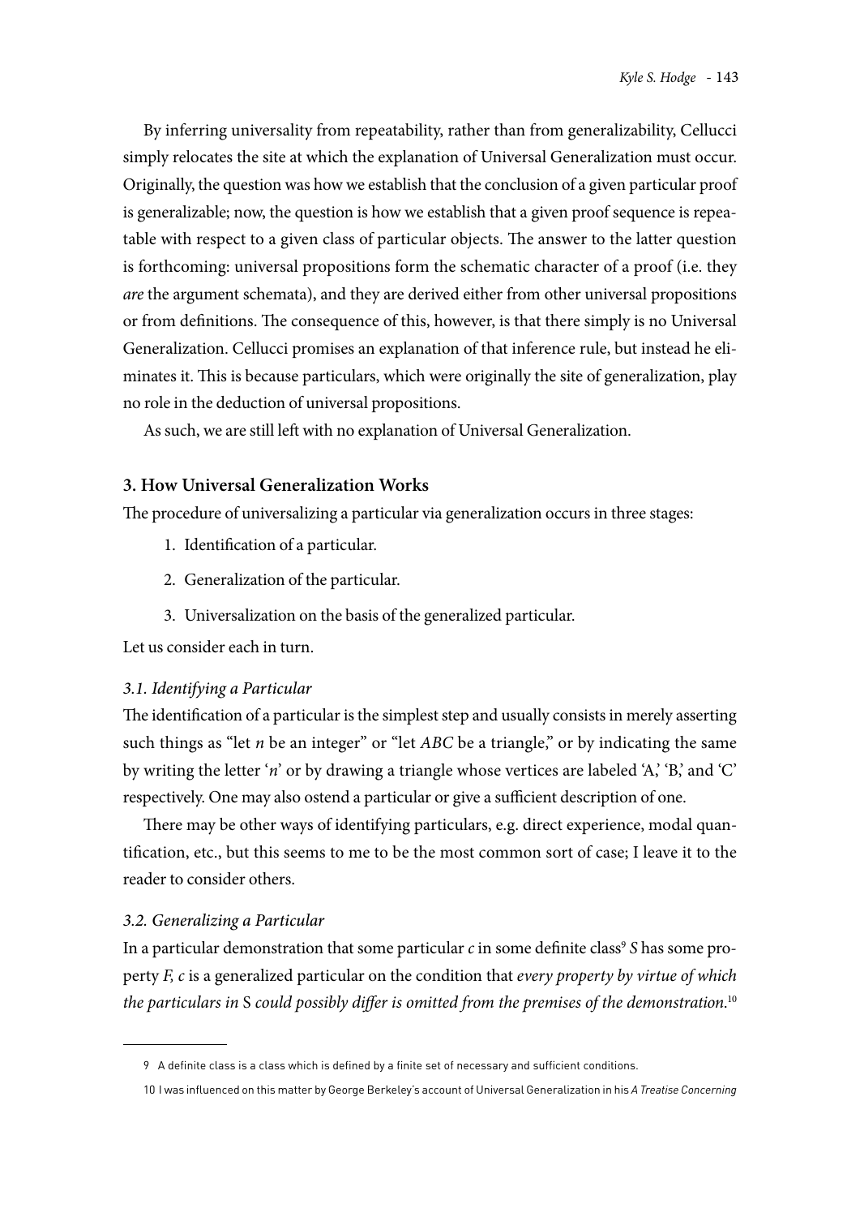By inferring universality from repeatability, rather than from generalizability, Cellucci simply relocates the site at which the explanation of Universal Generalization must occur. Originally, the question was how we establish that the conclusion of a given particular proof is generalizable; now, the question is how we establish that a given proof sequence is repeatable with respect to a given class of particular objects. The answer to the latter question is forthcoming: universal propositions form the schematic character of a proof (i.e. they *are* the argument schemata), and they are derived either from other universal propositions or from definitions. The consequence of this, however, is that there simply is no Universal Generalization. Cellucci promises an explanation of that inference rule, but instead he eliminates it. This is because particulars, which were originally the site of generalization, play no role in the deduction of universal propositions.

As such, we are still left with no explanation of Universal Generalization.

### 3. How Universal Generalization Works

The procedure of universalizing a particular via generalization occurs in three stages:

1. Identification of a particular.
2. Generalization of the particular.
3. Universalization on the basis of the generalized particular.

Let us consider each in turn.

#### *3.1. Identifying a Particular*

The identification of a particular is the simplest step and usually consists in merely asserting such things as "let *n* be an integer" or "let *ABC* be a triangle," or by indicating the same by writing the letter '*n*' or by drawing a triangle whose vertices are labeled 'A,' 'B,' and 'C' respectively. One may also ostend a particular or give a sufficient description of one.

There may be other ways of identifying particulars, e.g. direct experience, modal quantification, etc., but this seems to me to be the most common sort of case; I leave it to the reader to consider others.

#### *3.2. Generalizing a Particular*

In a particular demonstration that some particular *c* in some definite class[9] *S* has some property *F, c* is a generalized particular on the condition that *every property by virtue of which the particulars in* S *could possibly differ is omitted from the premises of the demonstration.*[10]

---

9 A definite class is a class which is defined by a finite set of necessary and sufficient conditions.

10 I was influenced on this matter by George Berkeley's account of Universal Generalization in his *A Treatise Concerning*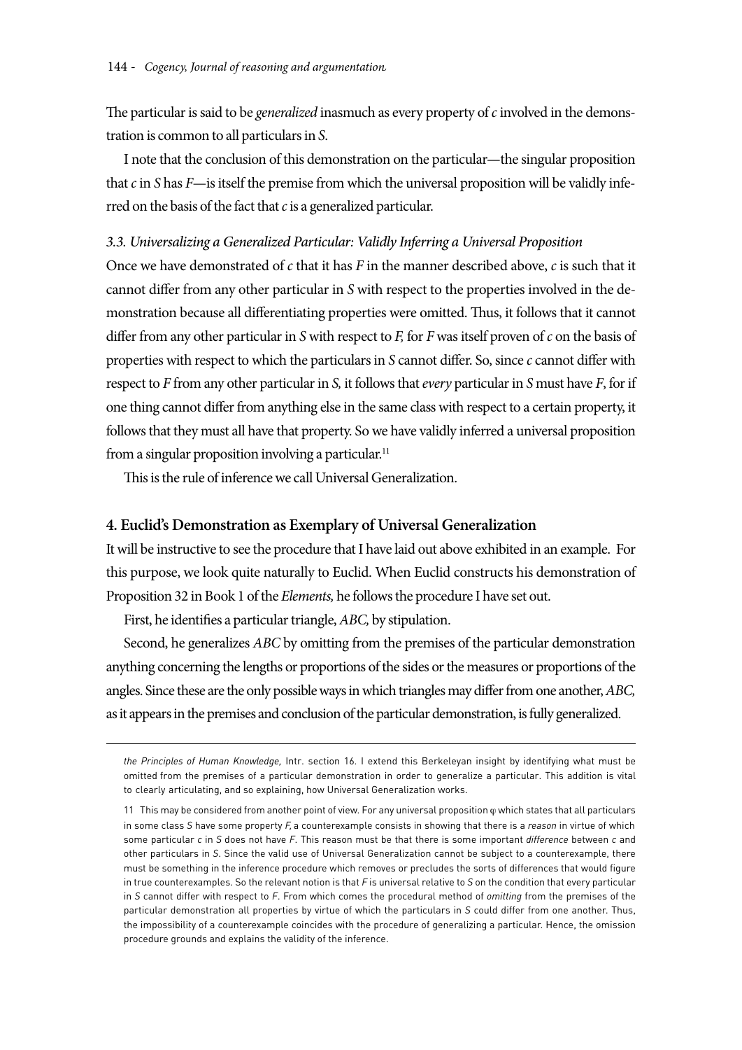The particular is said to be *generalized* inasmuch as every property of *c* involved in the demonstration is common to all particulars in *S*.

I note that the conclusion of this demonstration on the particular—the singular proposition that *c* in *S* has *F*—is itself the premise from which the universal proposition will be validly inferred on the basis of the fact that *c* is a generalized particular.

### *3.3. Universalizing a Generalized Particular: Validly Inferring a Universal Proposition*

Once we have demonstrated of *c* that it has *F* in the manner described above, *c* is such that it cannot differ from any other particular in *S* with respect to the properties involved in the demonstration because all differentiating properties were omitted. Thus, it follows that it cannot differ from any other particular in *S* with respect to *F,* for *F* was itself proven of *c* on the basis of properties with respect to which the particulars in *S* cannot differ. So, since *c* cannot differ with respect to *F* from any other particular in *S,* it follows that *every* particular in *S* must have *F*, for if one thing cannot differ from anything else in the same class with respect to a certain property, it follows that they must all have that property. So we have validly inferred a universal proposition from a singular proposition involving a particular.[11]

This is the rule of inference we call Universal Generalization.

## 4. Euclid's Demonstration as Exemplary of Universal Generalization

It will be instructive to see the procedure that I have laid out above exhibited in an example. For this purpose, we look quite naturally to Euclid. When Euclid constructs his demonstration of Proposition 32 in Book 1 of the *Elements,* he follows the procedure I have set out.

First, he identifies a particular triangle, *ABC,* by stipulation.

Second, he generalizes *ABC* by omitting from the premises of the particular demonstration anything concerning the lengths or proportions of the sides or the measures or proportions of the angles. Since these are the only possible ways in which triangles may differ from one another, *ABC,* as it appears in the premises and conclusion of the particular demonstration, is fully generalized.

---

*the Principles of Human Knowledge,* Intr. section 16. I extend this Berkeleyan insight by identifying what must be omitted from the premises of a particular demonstration in order to generalize a particular. This addition is vital to clearly articulating, and so explaining, how Universal Generalization works.

11 This may be considered from another point of view. For any universal proposition $\varphi$ which states that all particulars in some class *S* have some property *F*, a counterexample consists in showing that there is a *reason* in virtue of which some particular *c* in *S* does not have *F*. This reason must be that there is some important *difference* between *c* and other particulars in *S*. Since the valid use of Universal Generalization cannot be subject to a counterexample, there must be something in the inference procedure which removes or precludes the sorts of differences that would figure in true counterexamples. So the relevant notion is that *F* is universal relative to *S* on the condition that every particular in *S* cannot differ with respect to *F*. From which comes the procedural method of *omitting* from the premises of the particular demonstration all properties by virtue of which the particulars in *S* could differ from one another. Thus, the impossibility of a counterexample coincides with the procedure of generalizing a particular. Hence, the omission procedure grounds and explains the validity of the inference.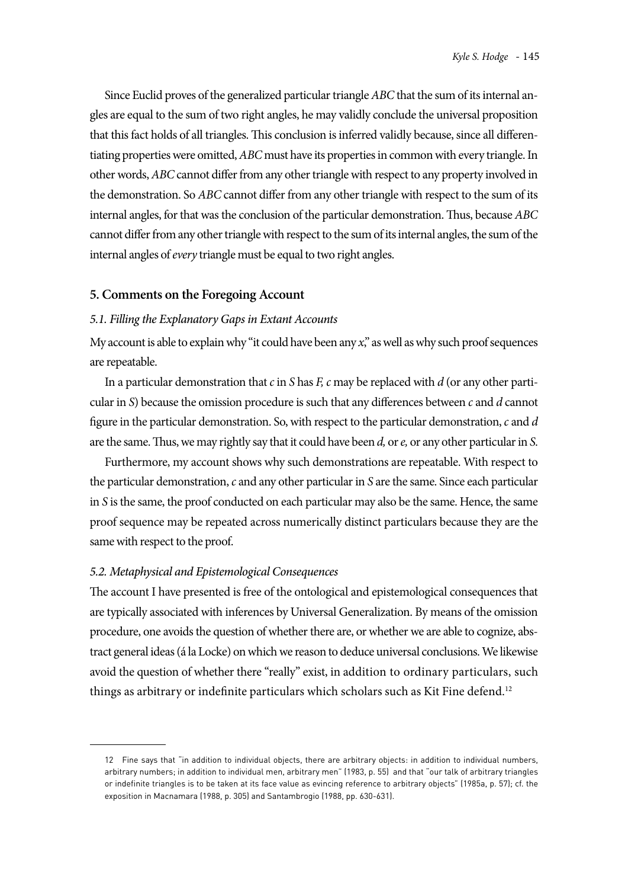Since Euclid proves of the generalized particular triangle *ABC* that the sum of its internal angles are equal to the sum of two right angles, he may validly conclude the universal proposition that this fact holds of all triangles. This conclusion is inferred validly because, since all differentiating properties were omitted, *ABC* must have its properties in common with every triangle. In other words, *ABC* cannot differ from any other triangle with respect to any property involved in the demonstration. So *ABC* cannot differ from any other triangle with respect to the sum of its internal angles, for that was the conclusion of the particular demonstration. Thus, because *ABC* cannot differ from any other triangle with respect to the sum of its internal angles, the sum of the internal angles of *every* triangle must be equal to two right angles.

## 5. Comments on the Foregoing Account

### *5.1. Filling the Explanatory Gaps in Extant Accounts*

My account is able to explain why "it could have been any *x*," as well as why such proof sequences are repeatable.

In a particular demonstration that *c* in *S* has *F, c* may be replaced with *d* (or any other particular in *S*) because the omission procedure is such that any differences between *c* and *d* cannot figure in the particular demonstration. So, with respect to the particular demonstration, *c* and *d* are the same. Thus, we may rightly say that it could have been *d,* or *e,* or any other particular in *S.*

Furthermore, my account shows why such demonstrations are repeatable. With respect to the particular demonstration, *c* and any other particular in *S* are the same. Since each particular in *S* is the same, the proof conducted on each particular may also be the same. Hence, the same proof sequence may be repeated across numerically distinct particulars because they are the same with respect to the proof.

### *5.2. Metaphysical and Epistemological Consequences*

The account I have presented is free of the ontological and epistemological consequences that are typically associated with inferences by Universal Generalization. By means of the omission procedure, one avoids the question of whether there are, or whether we are able to cognize, abstract general ideas (á la Locke) on which we reason to deduce universal conclusions. We likewise avoid the question of whether there "really" exist, in addition to ordinary particulars, such things as arbitrary or indefinite particulars which scholars such as Kit Fine defend.[12]

---

12 Fine says that "in addition to individual objects, there are arbitrary objects: in addition to individual numbers, arbitrary numbers; in addition to individual men, arbitrary men" (1983, p. 55) and that "our talk of arbitrary triangles or indefinite triangles is to be taken at its face value as evincing reference to arbitrary objects" (1985a, p. 57); cf. the exposition in Macnamara (1988, p. 305) and Santambrogio (1988, pp. 630-631).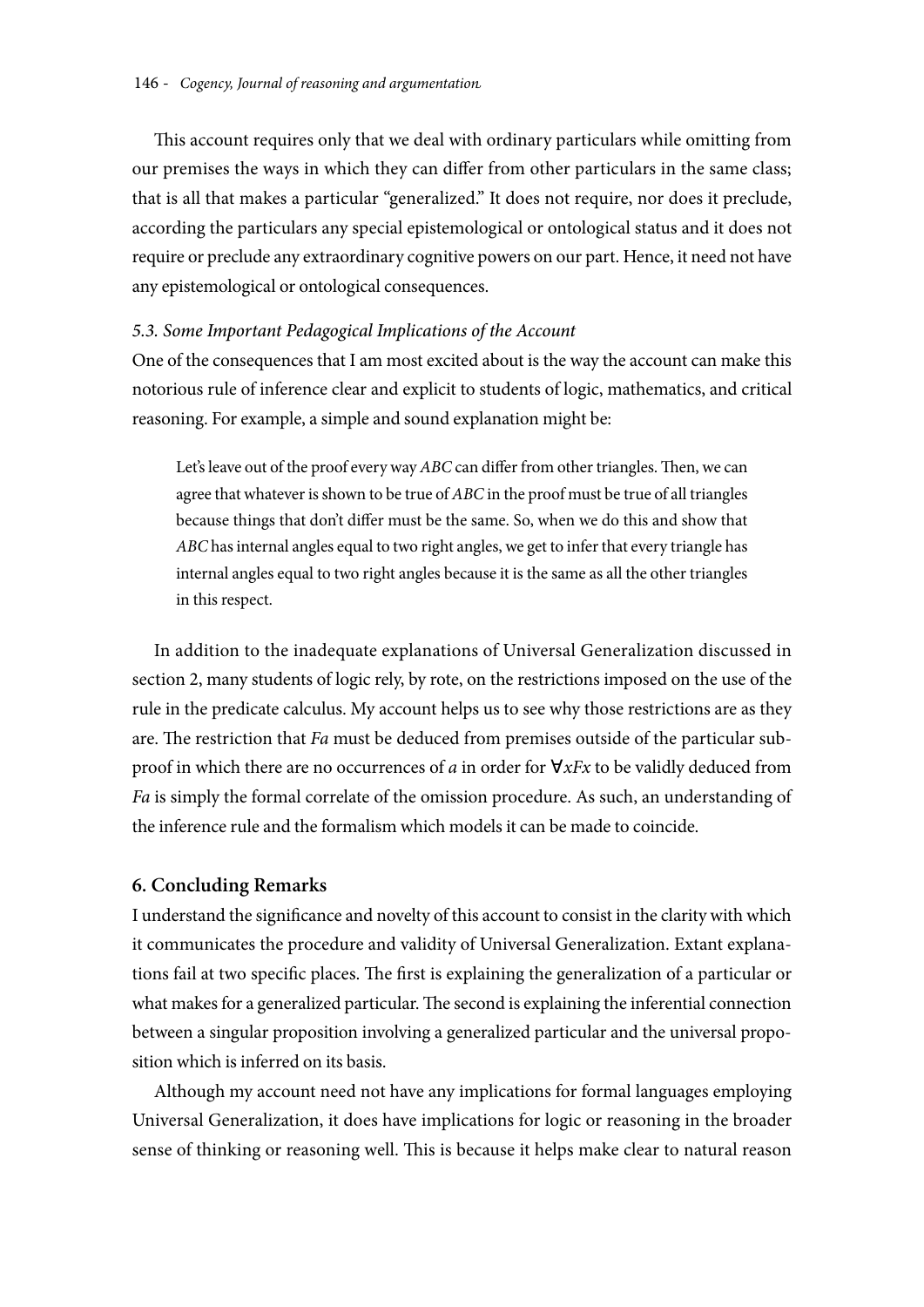This account requires only that we deal with ordinary particulars while omitting from our premises the ways in which they can differ from other particulars in the same class; that is all that makes a particular "generalized." It does not require, nor does it preclude, according the particulars any special epistemological or ontological status and it does not require or preclude any extraordinary cognitive powers on our part. Hence, it need not have any epistemological or ontological consequences.

### *5.3. Some Important Pedagogical Implications of the Account*

One of the consequences that I am most excited about is the way the account can make this notorious rule of inference clear and explicit to students of logic, mathematics, and critical reasoning. For example, a simple and sound explanation might be:

> Let's leave out of the proof every way *ABC* can differ from other triangles. Then, we can agree that whatever is shown to be true of *ABC* in the proof must be true of all triangles because things that don't differ must be the same. So, when we do this and show that *ABC* has internal angles equal to two right angles, we get to infer that every triangle has internal angles equal to two right angles because it is the same as all the other triangles in this respect.

In addition to the inadequate explanations of Universal Generalization discussed in section 2, many students of logic rely, by rote, on the restrictions imposed on the use of the rule in the predicate calculus. My account helps us to see why those restrictions are as they are. The restriction that $Fa$ must be deduced from premises outside of the particular subproof in which there are no occurrences of $a$ in order for $\forall xFx$ to be validly deduced from $Fa$ is simply the formal correlate of the omission procedure. As such, an understanding of the inference rule and the formalism which models it can be made to coincide.

## 6. Concluding Remarks

I understand the significance and novelty of this account to consist in the clarity with which it communicates the procedure and validity of Universal Generalization. Extant explanations fail at two specific places. The first is explaining the generalization of a particular or what makes for a generalized particular. The second is explaining the inferential connection between a singular proposition involving a generalized particular and the universal proposition which is inferred on its basis.

Although my account need not have any implications for formal languages employing Universal Generalization, it does have implications for logic or reasoning in the broader sense of thinking or reasoning well. This is because it helps make clear to natural reason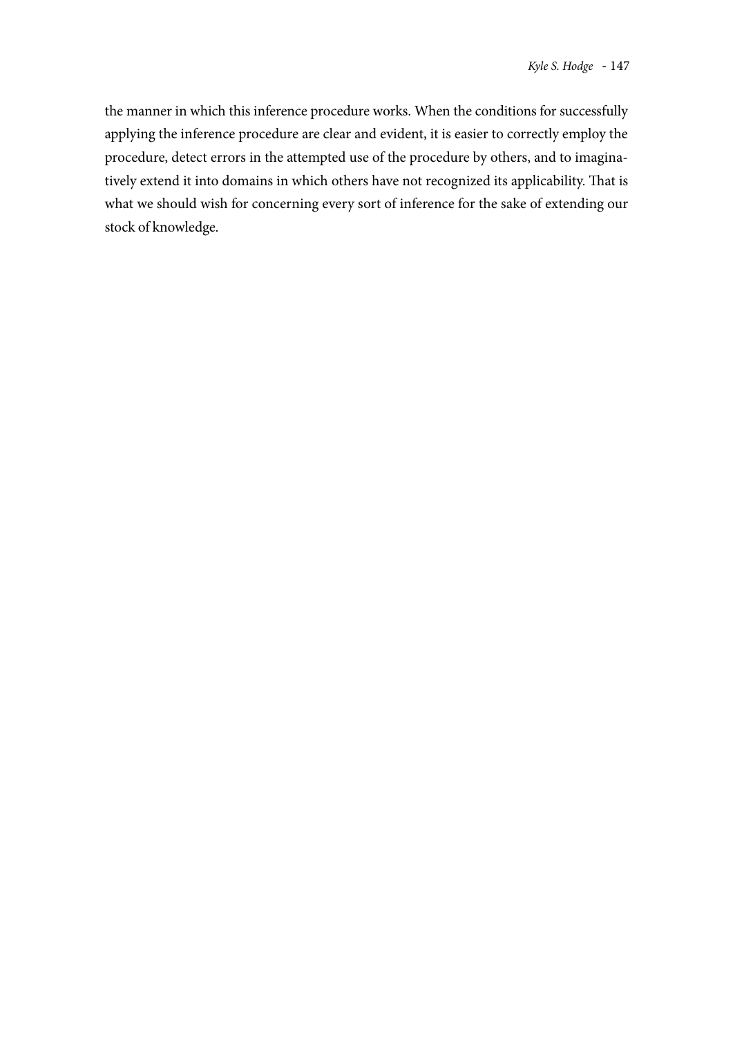the manner in which this inference procedure works. When the conditions for successfully applying the inference procedure are clear and evident, it is easier to correctly employ the procedure, detect errors in the attempted use of the procedure by others, and to imaginatively extend it into domains in which others have not recognized its applicability. That is what we should wish for concerning every sort of inference for the sake of extending our stock of knowledge.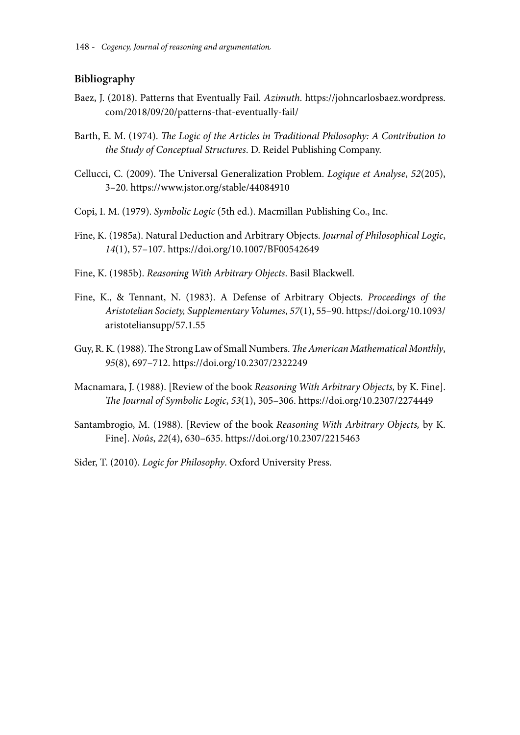## Bibliography

Baez, J. (2018). Patterns that Eventually Fail. *Azimuth*. https://johncarlosbaez.wordpress.com/2018/09/20/patterns-that-eventually-fail/

Barth, E. M. (1974). *The Logic of the Articles in Traditional Philosophy: A Contribution to the Study of Conceptual Structures*. D. Reidel Publishing Company.

Cellucci, C. (2009). The Universal Generalization Problem. *Logique et Analyse*, *52*(205), 3–20. https://www.jstor.org/stable/44084910

Copi, I. M. (1979). *Symbolic Logic* (5th ed.). Macmillan Publishing Co., Inc.

Fine, K. (1985a). Natural Deduction and Arbitrary Objects. *Journal of Philosophical Logic*, *14*(1), 57–107. https://doi.org/10.1007/BF00542649

Fine, K. (1985b). *Reasoning With Arbitrary Objects*. Basil Blackwell.

Fine, K., & Tennant, N. (1983). A Defense of Arbitrary Objects. *Proceedings of the Aristotelian Society, Supplementary Volumes*, *57*(1), 55–90. https://doi.org/10.1093/aristoteliansupp/57.1.55

Guy, R. K. (1988). The Strong Law of Small Numbers. *The American Mathematical Monthly*, *95*(8), 697–712. https://doi.org/10.2307/2322249

Macnamara, J. (1988). [Review of the book *Reasoning With Arbitrary Objects,* by K. Fine]. *The Journal of Symbolic Logic*, *53*(1), 305–306. https://doi.org/10.2307/2274449

Santambrogio, M. (1988). [Review of the book *Reasoning With Arbitrary Objects,* by K. Fine]. *Noûs*, *22*(4), 630–635. https://doi.org/10.2307/2215463

Sider, T. (2010). *Logic for Philosophy*. Oxford University Press.